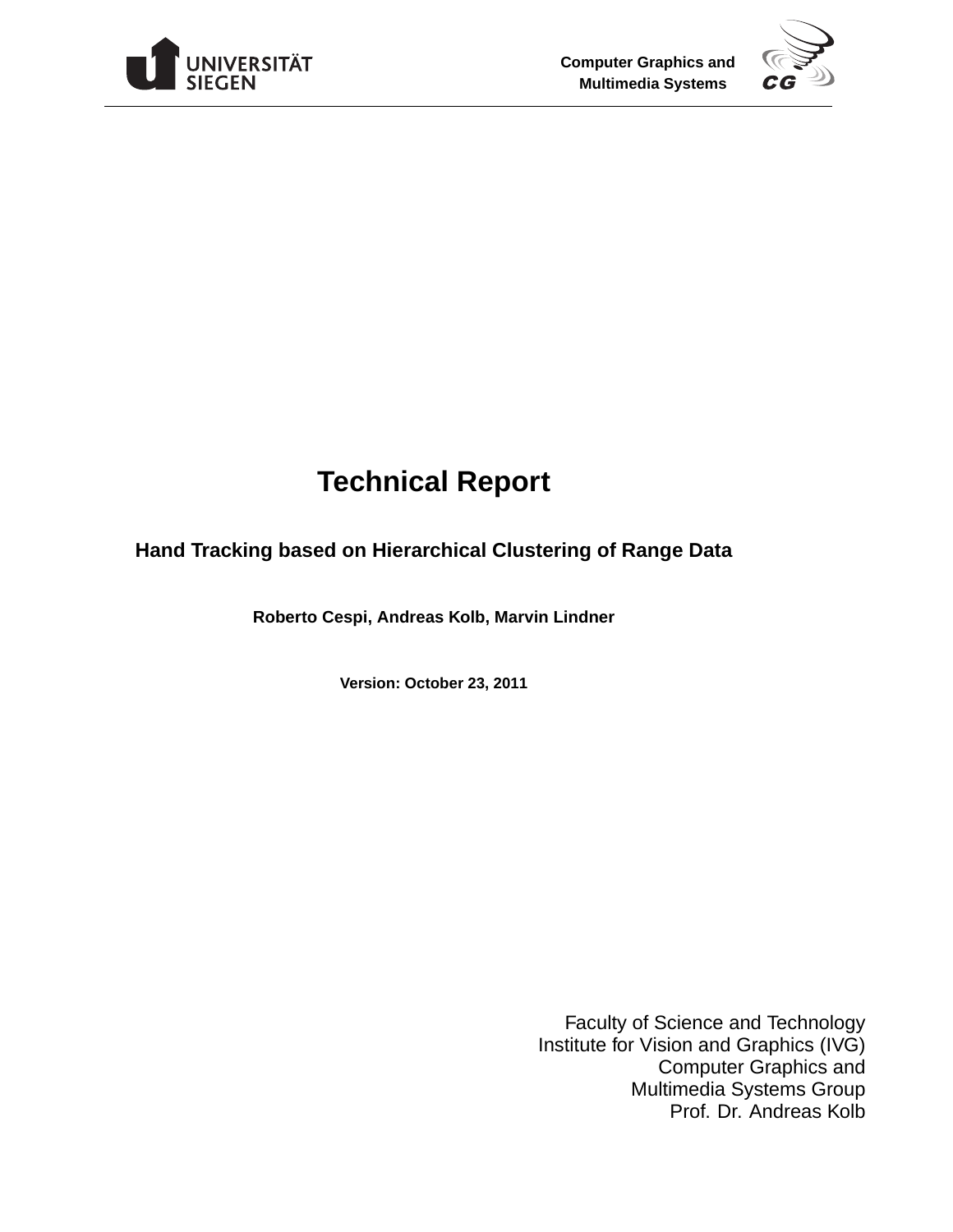UNIVERSITÄT SIEGEN

Computer Graphics and Multimedia Systems

# Technical Report

## Hand Tracking based on Hierarchical Clustering of Range Data

**Roberto Cespi, Andreas Kolb, Marvin Lindner**

**Version: October 23, 2011**

Faculty of Science and Technology
Institute for Vision and Graphics (IVG)
Computer Graphics and
Multimedia Systems Group
Prof. Dr. Andreas Kolb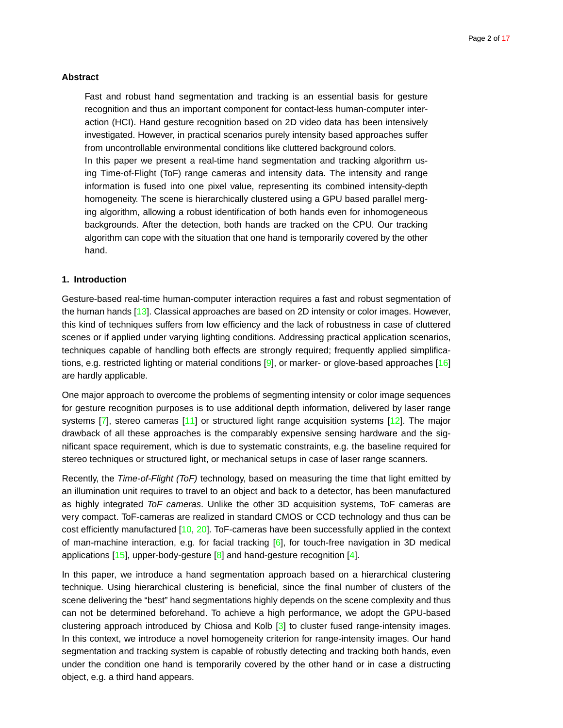## Abstract

Fast and robust hand segmentation and tracking is an essential basis for gesture recognition and thus an important component for contact-less human-computer interaction (HCI). Hand gesture recognition based on 2D video data has been intensively investigated. However, in practical scenarios purely intensity based approaches suffer from uncontrollable environmental conditions like cluttered background colors.
In this paper we present a real-time hand segmentation and tracking algorithm using Time-of-Flight (ToF) range cameras and intensity data. The intensity and range information is fused into one pixel value, representing its combined intensity-depth homogeneity. The scene is hierarchically clustered using a GPU based parallel merging algorithm, allowing a robust identification of both hands even for inhomogeneous backgrounds. After the detection, both hands are tracked on the CPU. Our tracking algorithm can cope with the situation that one hand is temporarily covered by the other hand.

## 1. Introduction

Gesture-based real-time human-computer interaction requires a fast and robust segmentation of the human hands [13]. Classical approaches are based on 2D intensity or color images. However, this kind of techniques suffers from low efficiency and the lack of robustness in case of cluttered scenes or if applied under varying lighting conditions. Addressing practical application scenarios, techniques capable of handling both effects are strongly required; frequently applied simplifications, e.g. restricted lighting or material conditions [9], or marker- or glove-based approaches [16] are hardly applicable.

One major approach to overcome the problems of segmenting intensity or color image sequences for gesture recognition purposes is to use additional depth information, delivered by laser range systems [7], stereo cameras [11] or structured light range acquisition systems [12]. The major drawback of all these approaches is the comparably expensive sensing hardware and the significant space requirement, which is due to systematic constraints, e.g. the baseline required for stereo techniques or structured light, or mechanical setups in case of laser range scanners.

Recently, the *Time-of-Flight (ToF)* technology, based on measuring the time that light emitted by an illumination unit requires to travel to an object and back to a detector, has been manufactured as highly integrated *ToF cameras*. Unlike the other 3D acquisition systems, ToF cameras are very compact. ToF-cameras are realized in standard CMOS or CCD technology and thus can be cost efficiently manufactured [10, 20]. ToF-cameras have been successfully applied in the context of man-machine interaction, e.g. for facial tracking [6], for touch-free navigation in 3D medical applications [15], upper-body-gesture [8] and hand-gesture recognition [4].

In this paper, we introduce a hand segmentation approach based on a hierarchical clustering technique. Using hierarchical clustering is beneficial, since the final number of clusters of the scene delivering the "best" hand segmentations highly depends on the scene complexity and thus can not be determined beforehand. To achieve a high performance, we adopt the GPU-based clustering approach introduced by Chiosa and Kolb [3] to cluster fused range-intensity images. In this context, we introduce a novel homogeneity criterion for range-intensity images. Our hand segmentation and tracking system is capable of robustly detecting and tracking both hands, even under the condition one hand is temporarily covered by the other hand or in case a distructing object, e.g. a third hand appears.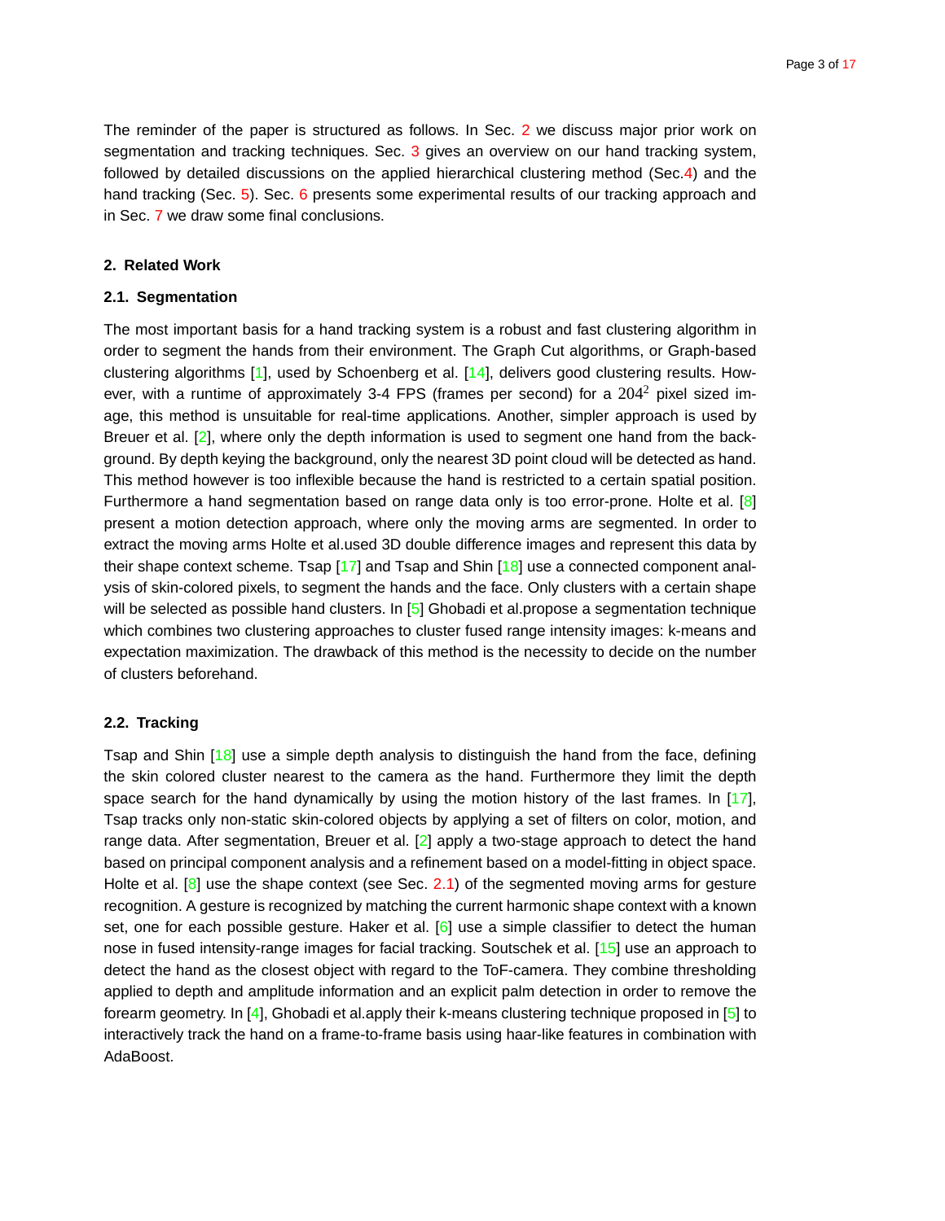The reminder of the paper is structured as follows. In Sec. 2 we discuss major prior work on segmentation and tracking techniques. Sec. 3 gives an overview on our hand tracking system, followed by detailed discussions on the applied hierarchical clustering method (Sec.4) and the hand tracking (Sec. 5). Sec. 6 presents some experimental results of our tracking approach and in Sec. 7 we draw some final conclusions.

## 2. Related Work

### 2.1. Segmentation

The most important basis for a hand tracking system is a robust and fast clustering algorithm in order to segment the hands from their environment. The Graph Cut algorithms, or Graph-based clustering algorithms [1], used by Schoenberg et al. [14], delivers good clustering results. However, with a runtime of approximately 3-4 FPS (frames per second) for a $204^2$ pixel sized image, this method is unsuitable for real-time applications. Another, simpler approach is used by Breuer et al. [2], where only the depth information is used to segment one hand from the background. By depth keying the background, only the nearest 3D point cloud will be detected as hand. This method however is too inflexible because the hand is restricted to a certain spatial position. Furthermore a hand segmentation based on range data only is too error-prone. Holte et al. [8] present a motion detection approach, where only the moving arms are segmented. In order to extract the moving arms Holte et al.used 3D double difference images and represent this data by their shape context scheme. Tsap [17] and Tsap and Shin [18] use a connected component analysis of skin-colored pixels, to segment the hands and the face. Only clusters with a certain shape will be selected as possible hand clusters. In [5] Ghobadi et al.propose a segmentation technique which combines two clustering approaches to cluster fused range intensity images: k-means and expectation maximization. The drawback of this method is the necessity to decide on the number of clusters beforehand.

### 2.2. Tracking

Tsap and Shin [18] use a simple depth analysis to distinguish the hand from the face, defining the skin colored cluster nearest to the camera as the hand. Furthermore they limit the depth space search for the hand dynamically by using the motion history of the last frames. In [17], Tsap tracks only non-static skin-colored objects by applying a set of filters on color, motion, and range data. After segmentation, Breuer et al. [2] apply a two-stage approach to detect the hand based on principal component analysis and a refinement based on a model-fitting in object space. Holte et al. [8] use the shape context (see Sec. 2.1) of the segmented moving arms for gesture recognition. A gesture is recognized by matching the current harmonic shape context with a known set, one for each possible gesture. Haker et al. [6] use a simple classifier to detect the human nose in fused intensity-range images for facial tracking. Soutschek et al. [15] use an approach to detect the hand as the closest object with regard to the ToF-camera. They combine thresholding applied to depth and amplitude information and an explicit palm detection in order to remove the forearm geometry. In [4], Ghobadi et al.apply their k-means clustering technique proposed in [5] to interactively track the hand on a frame-to-frame basis using haar-like features in combination with AdaBoost.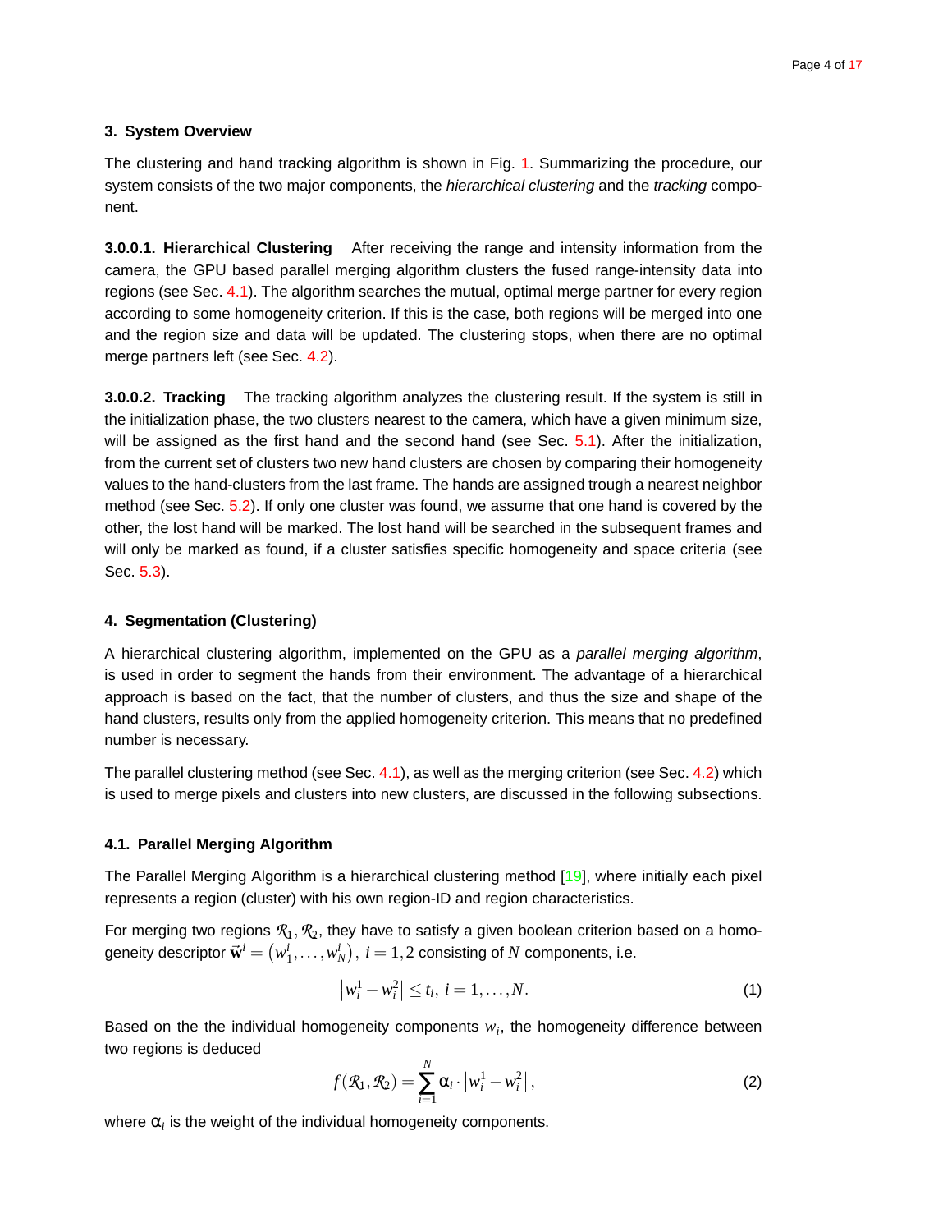## 3. System Overview

The clustering and hand tracking algorithm is shown in Fig. 1. Summarizing the procedure, our system consists of the two major components, the *hierarchical clustering* and the *tracking* component.

#### 3.0.0.1. Hierarchical Clustering

After receiving the range and intensity information from the camera, the GPU based parallel merging algorithm clusters the fused range-intensity data into regions (see Sec. 4.1). The algorithm searches the mutual, optimal merge partner for every region according to some homogeneity criterion. If this is the case, both regions will be merged into one and the region size and data will be updated. The clustering stops, when there are no optimal merge partners left (see Sec. 4.2).

#### 3.0.0.2. Tracking

The tracking algorithm analyzes the clustering result. If the system is still in the initialization phase, the two clusters nearest to the camera, which have a given minimum size, will be assigned as the first hand and the second hand (see Sec. 5.1). After the initialization, from the current set of clusters two new hand clusters are chosen by comparing their homogeneity values to the hand-clusters from the last frame. The hands are assigned trough a nearest neighbor method (see Sec. 5.2). If only one cluster was found, we assume that one hand is covered by the other, the lost hand will be marked. The lost hand will be searched in the subsequent frames and will only be marked as found, if a cluster satisfies specific homogeneity and space criteria (see Sec. 5.3).

## 4. Segmentation (Clustering)

A hierarchical clustering algorithm, implemented on the GPU as a *parallel merging algorithm*, is used in order to segment the hands from their environment. The advantage of a hierarchical approach is based on the fact, that the number of clusters, and thus the size and shape of the hand clusters, results only from the applied homogeneity criterion. This means that no predefined number is necessary.

The parallel clustering method (see Sec. 4.1), as well as the merging criterion (see Sec. 4.2) which is used to merge pixels and clusters into new clusters, are discussed in the following subsections.

### 4.1. Parallel Merging Algorithm

The Parallel Merging Algorithm is a hierarchical clustering method [19], where initially each pixel represents a region (cluster) with his own region-ID and region characteristics.

For merging two regions $\mathcal{R}_1, \mathcal{R}_2$, they have to satisfy a given boolean criterion based on a homogeneity descriptor $\vec{\mathbf{w}}^i = \left(w_1^i, \ldots, w_N^i\right),\ i = 1,2$ consisting of $N$ components, i.e.

$$\left|w_i^1 - w_i^2\right| \leq t_i,\ i = 1,\ldots,N. \tag{1}$$

Based on the the individual homogeneity components $w_i$, the homogeneity difference between two regions is deduced

$$f(\mathcal{R}_1, \mathcal{R}_2) = \sum_{i=1}^{N} \alpha_i \cdot \left|w_i^1 - w_i^2\right|, \tag{2}$$

where $\alpha_i$ is the weight of the individual homogeneity components.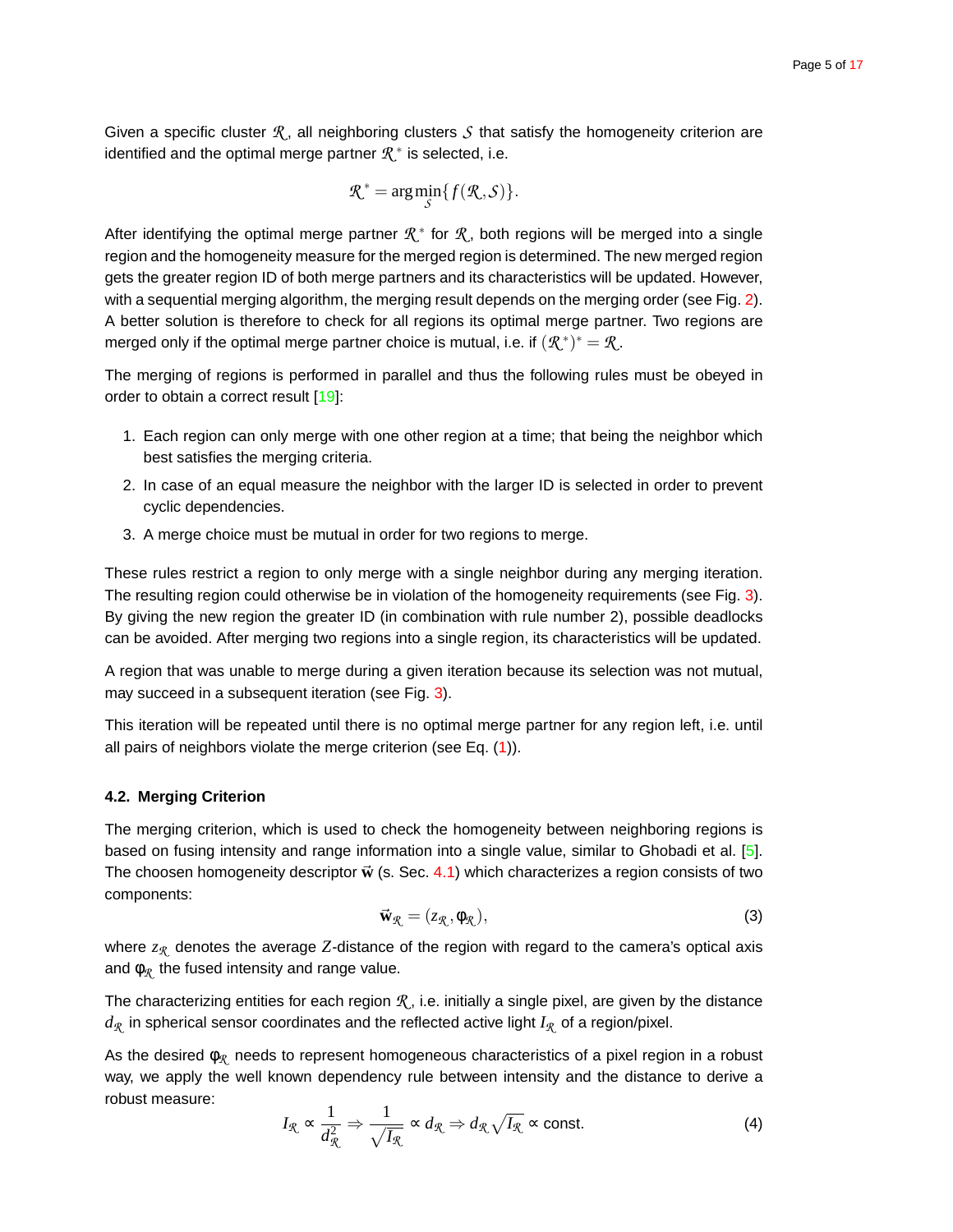Given a specific cluster $\mathcal{R}$, all neighboring clusters $\mathcal{S}$ that satisfy the homogeneity criterion are identified and the optimal merge partner $\mathcal{R}^*$ is selected, i.e.

$$\mathcal{R}^* = \arg\min_{\mathcal{S}} \{ f(\mathcal{R}, \mathcal{S}) \}.$$

After identifying the optimal merge partner $\mathcal{R}^*$ for $\mathcal{R}$, both regions will be merged into a single region and the homogeneity measure for the merged region is determined. The new merged region gets the greater region ID of both merge partners and its characteristics will be updated. However, with a sequential merging algorithm, the merging result depends on the merging order (see Fig. 2). A better solution is therefore to check for all regions its optimal merge partner. Two regions are merged only if the optimal merge partner choice is mutual, i.e. if $(\mathcal{R}^*)^* = \mathcal{R}$.

The merging of regions is performed in parallel and thus the following rules must be obeyed in order to obtain a correct result [19]:

1. Each region can only merge with one other region at a time; that being the neighbor which best satisfies the merging criteria.
2. In case of an equal measure the neighbor with the larger ID is selected in order to prevent cyclic dependencies.
3. A merge choice must be mutual in order for two regions to merge.

These rules restrict a region to only merge with a single neighbor during any merging iteration. The resulting region could otherwise be in violation of the homogeneity requirements (see Fig. 3). By giving the new region the greater ID (in combination with rule number 2), possible deadlocks can be avoided. After merging two regions into a single region, its characteristics will be updated.

A region that was unable to merge during a given iteration because its selection was not mutual, may succeed in a subsequent iteration (see Fig. 3).

This iteration will be repeated until there is no optimal merge partner for any region left, i.e. until all pairs of neighbors violate the merge criterion (see Eq. (1)).

### 4.2. Merging Criterion

The merging criterion, which is used to check the homogeneity between neighboring regions is based on fusing intensity and range information into a single value, similar to Ghobadi et al. [5]. The choosen homogeneity descriptor $\vec{\mathbf{w}}$ (s. Sec. 4.1) which characterizes a region consists of two components:

$$\vec{\mathbf{w}}_{\mathcal{R}} = (z_{\mathcal{R}}, \varphi_{\mathcal{R}}), \tag{3}$$

where $z_{\mathcal{R}}$ denotes the average $Z$-distance of the region with regard to the camera's optical axis and $\varphi_{\mathcal{R}}$ the fused intensity and range value.

The characterizing entities for each region $\mathcal{R}$, i.e. initially a single pixel, are given by the distance $d_{\mathcal{R}}$ in spherical sensor coordinates and the reflected active light $I_{\mathcal{R}}$ of a region/pixel.

As the desired $\varphi_{\mathcal{R}}$ needs to represent homogeneous characteristics of a pixel region in a robust way, we apply the well known dependency rule between intensity and the distance to derive a robust measure:

$$I_{\mathcal{R}} \propto \frac{1}{d_{\mathcal{R}}^2} \Rightarrow \frac{1}{\sqrt{I_{\mathcal{R}}}} \propto d_{\mathcal{R}} \Rightarrow d_{\mathcal{R}} \sqrt{I_{\mathcal{R}}} \propto \text{const.} \tag{4}$$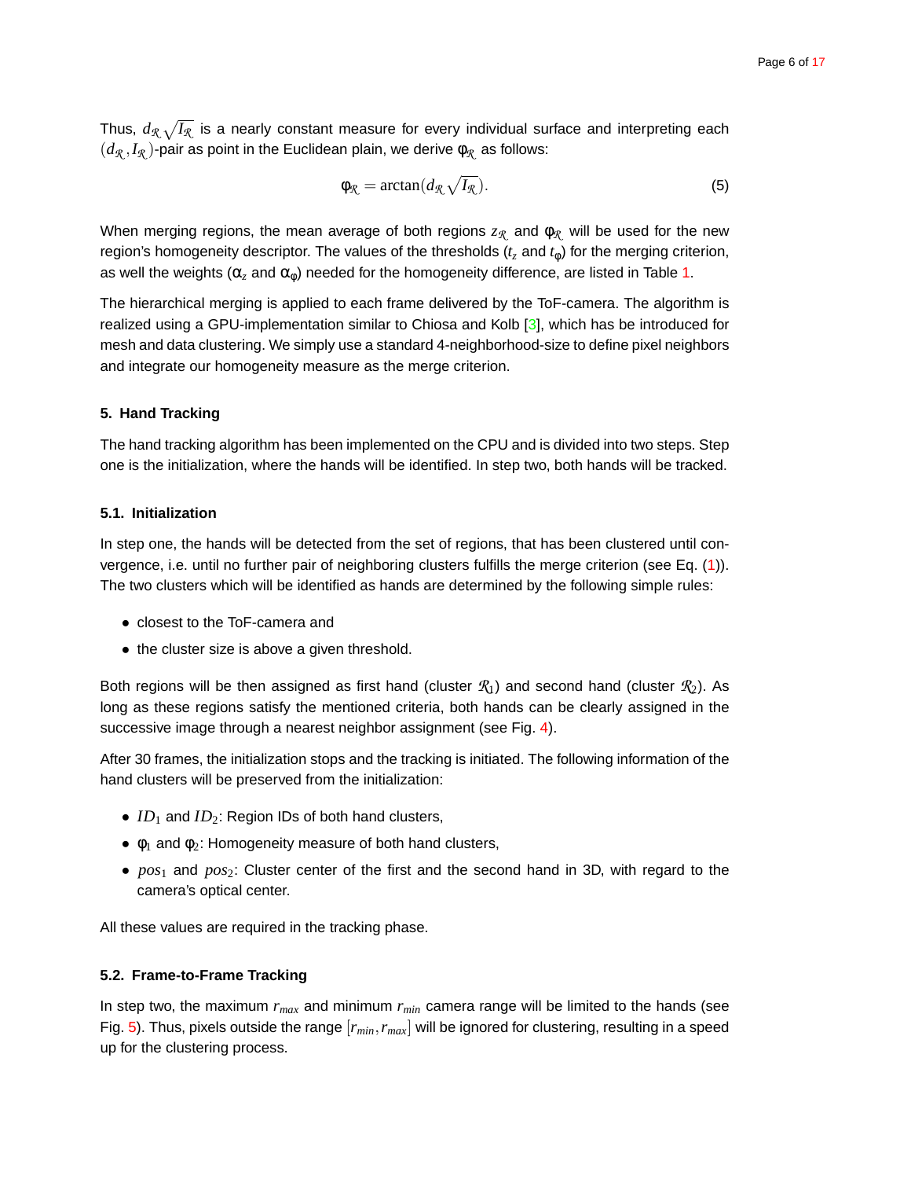Thus, $d_{\mathcal{R}}\sqrt{I_{\mathcal{R}}}$ is a nearly constant measure for every individual surface and interpreting each $(d_{\mathcal{R}}, I_{\mathcal{R}})$-pair as point in the Euclidean plain, we derive $\varphi_{\mathcal{R}}$ as follows:

$$\varphi_{\mathcal{R}} = \arctan(d_{\mathcal{R}}\sqrt{I_{\mathcal{R}}}). \tag{5}$$

When merging regions, the mean average of both regions $z_{\mathcal{R}}$ and $\varphi_{\mathcal{R}}$ will be used for the new region's homogeneity descriptor. The values of the thresholds ($t_z$ and $t_\varphi$) for the merging criterion, as well the weights ($\alpha_z$ and $\alpha_\varphi$) needed for the homogeneity difference, are listed in Table 1.

The hierarchical merging is applied to each frame delivered by the ToF-camera. The algorithm is realized using a GPU-implementation similar to Chiosa and Kolb [3], which has be introduced for mesh and data clustering. We simply use a standard 4-neighborhood-size to define pixel neighbors and integrate our homogeneity measure as the merge criterion.

## 5. Hand Tracking

The hand tracking algorithm has been implemented on the CPU and is divided into two steps. Step one is the initialization, where the hands will be identified. In step two, both hands will be tracked.

### 5.1. Initialization

In step one, the hands will be detected from the set of regions, that has been clustered until convergence, i.e. until no further pair of neighboring clusters fulfills the merge criterion (see Eq. (1)). The two clusters which will be identified as hands are determined by the following simple rules:

- closest to the ToF-camera and
- the cluster size is above a given threshold.

Both regions will be then assigned as first hand (cluster $\mathcal{R}_1$) and second hand (cluster $\mathcal{R}_2$). As long as these regions satisfy the mentioned criteria, both hands can be clearly assigned in the successive image through a nearest neighbor assignment (see Fig. 4).

After 30 frames, the initialization stops and the tracking is initiated. The following information of the hand clusters will be preserved from the initialization:

- $ID_1$ and $ID_2$: Region IDs of both hand clusters,
- $\varphi_1$ and $\varphi_2$: Homogeneity measure of both hand clusters,
- $pos_1$ and $pos_2$: Cluster center of the first and the second hand in 3D, with regard to the camera's optical center.

All these values are required in the tracking phase.

### 5.2. Frame-to-Frame Tracking

In step two, the maximum $r_{max}$ and minimum $r_{min}$ camera range will be limited to the hands (see Fig. 5). Thus, pixels outside the range $[r_{min}, r_{max}]$ will be ignored for clustering, resulting in a speed up for the clustering process.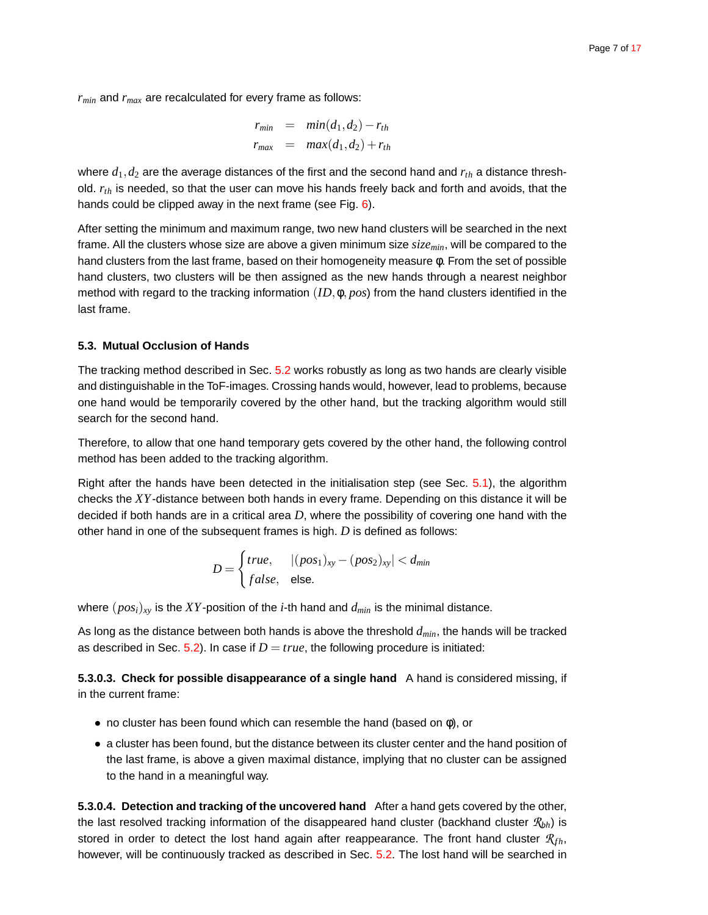$r_{min}$ and $r_{max}$ are recalculated for every frame as follows:

$$
\begin{aligned}
r_{min} &= min(d_1, d_2) - r_{th} \\
r_{max} &= max(d_1, d_2) + r_{th}
\end{aligned}
$$

where $d_1, d_2$ are the average distances of the first and the second hand and $r_{th}$ a distance threshold. $r_{th}$ is needed, so that the user can move his hands freely back and forth and avoids, that the hands could be clipped away in the next frame (see Fig. 6).

After setting the minimum and maximum range, two new hand clusters will be searched in the next frame. All the clusters whose size are above a given minimum size $size_{min}$, will be compared to the hand clusters from the last frame, based on their homogeneity measure $\varphi$. From the set of possible hand clusters, two clusters will be then assigned as the new hands through a nearest neighbor method with regard to the tracking information $(ID, \varphi, pos)$ from the hand clusters identified in the last frame.

### 5.3. Mutual Occlusion of Hands

The tracking method described in Sec. 5.2 works robustly as long as two hands are clearly visible and distinguishable in the ToF-images. Crossing hands would, however, lead to problems, because one hand would be temporarily covered by the other hand, but the tracking algorithm would still search for the second hand.

Therefore, to allow that one hand temporary gets covered by the other hand, the following control method has been added to the tracking algorithm.

Right after the hands have been detected in the initialisation step (see Sec. 5.1), the algorithm checks the $XY$-distance between both hands in every frame. Depending on this distance it will be decided if both hands are in a critical area $D$, where the possibility of covering one hand with the other hand in one of the subsequent frames is high. $D$ is defined as follows:

$$
D = \begin{cases} true, & |(pos_1)_{xy} - (pos_2)_{xy}| < d_{min} \\ false, & \text{else.} \end{cases}
$$

where $(pos_i)_{xy}$ is the $XY$-position of the $i$-th hand and $d_{min}$ is the minimal distance.

As long as the distance between both hands is above the threshold $d_{min}$, the hands will be tracked as described in Sec. 5.2). In case if $D = true$, the following procedure is initiated:

**5.3.0.3. Check for possible disappearance of a single hand** A hand is considered missing, if in the current frame:

- no cluster has been found which can resemble the hand (based on $\varphi$), or
- a cluster has been found, but the distance between its cluster center and the hand position of the last frame, is above a given maximal distance, implying that no cluster can be assigned to the hand in a meaningful way.

**5.3.0.4. Detection and tracking of the uncovered hand** After a hand gets covered by the other, the last resolved tracking information of the disappeared hand cluster (backhand cluster $\mathcal{R}_{bh}$) is stored in order to detect the lost hand again after reappearance. The front hand cluster $\mathcal{R}_{fh}$, however, will be continuously tracked as described in Sec. 5.2. The lost hand will be searched in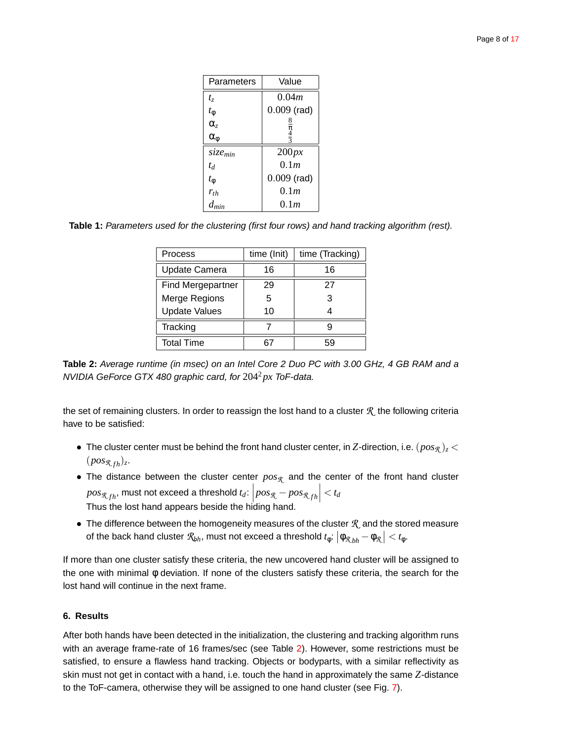| Parameters | Value |
|---|---|
| $t_z$ | $0.04m$ |
| $t_\varphi$ | $0.009$ (rad) |
| $\alpha_z$ | $\frac{8}{\pi}$ |
| $\alpha_\varphi$ | $\frac{4}{3}$ |
| $size_{min}$ | $200px$ |
| $t_d$ | $0.1m$ |
| $t_\varphi$ | $0.009$ (rad) |
| $r_{th}$ | $0.1m$ |
| $d_{min}$ | $0.1m$ |

**Table 1:** *Parameters used for the clustering (first four rows) and hand tracking algorithm (rest).*

| Process | time (Init) | time (Tracking) |
|---|---|---|
| Update Camera | 16 | 16 |
| Find Mergepartner | 29 | 27 |
| Merge Regions | 5 | 3 |
| Update Values | 10 | 4 |
| Tracking | 7 | 9 |
| Total Time | 67 | 59 |

**Table 2:** *Average runtime (in msec) on an Intel Core 2 Duo PC with 3.00 GHz, 4 GB RAM and a NVIDIA GeForce GTX 480 graphic card, for $204^2 px$ ToF-data.*

the set of remaining clusters. In order to reassign the lost hand to a cluster $\mathcal{R}$ the following criteria have to be satisfied:

- The cluster center must be behind the front hand cluster center, in $Z$-direction, i.e. $(pos_{\mathcal{R}})_z < (pos_{\mathcal{R}_{fh}})_z$.
- The distance between the cluster center $pos_{\mathcal{R}}$ and the center of the front hand cluster $pos_{\mathcal{R}_{fh}}$, must not exceed a threshold $t_d$: $\left| pos_{\mathcal{R}} - pos_{\mathcal{R}_{fh}} \right| < t_d$
  Thus the lost hand appears beside the hiding hand.
- The difference between the homogeneity measures of the cluster $\mathcal{R}$ and the stored measure of the back hand cluster $\mathcal{R}_{bh}$, must not exceed a threshold $t_\varphi$: $\left| \varphi_{\mathcal{R}_{bh}} - \varphi_{\mathcal{R}} \right| < t_\varphi$.

If more than one cluster satisfy these criteria, the new uncovered hand cluster will be assigned to the one with minimal $\varphi$ deviation. If none of the clusters satisfy these criteria, the search for the lost hand will continue in the next frame.

## 6. Results

After both hands have been detected in the initialization, the clustering and tracking algorithm runs with an average frame-rate of 16 frames/sec (see Table 2). However, some restrictions must be satisfied, to ensure a flawless hand tracking. Objects or bodyparts, with a similar reflectivity as skin must not get in contact with a hand, i.e. touch the hand in approximately the same $Z$-distance to the ToF-camera, otherwise they will be assigned to one hand cluster (see Fig. 7).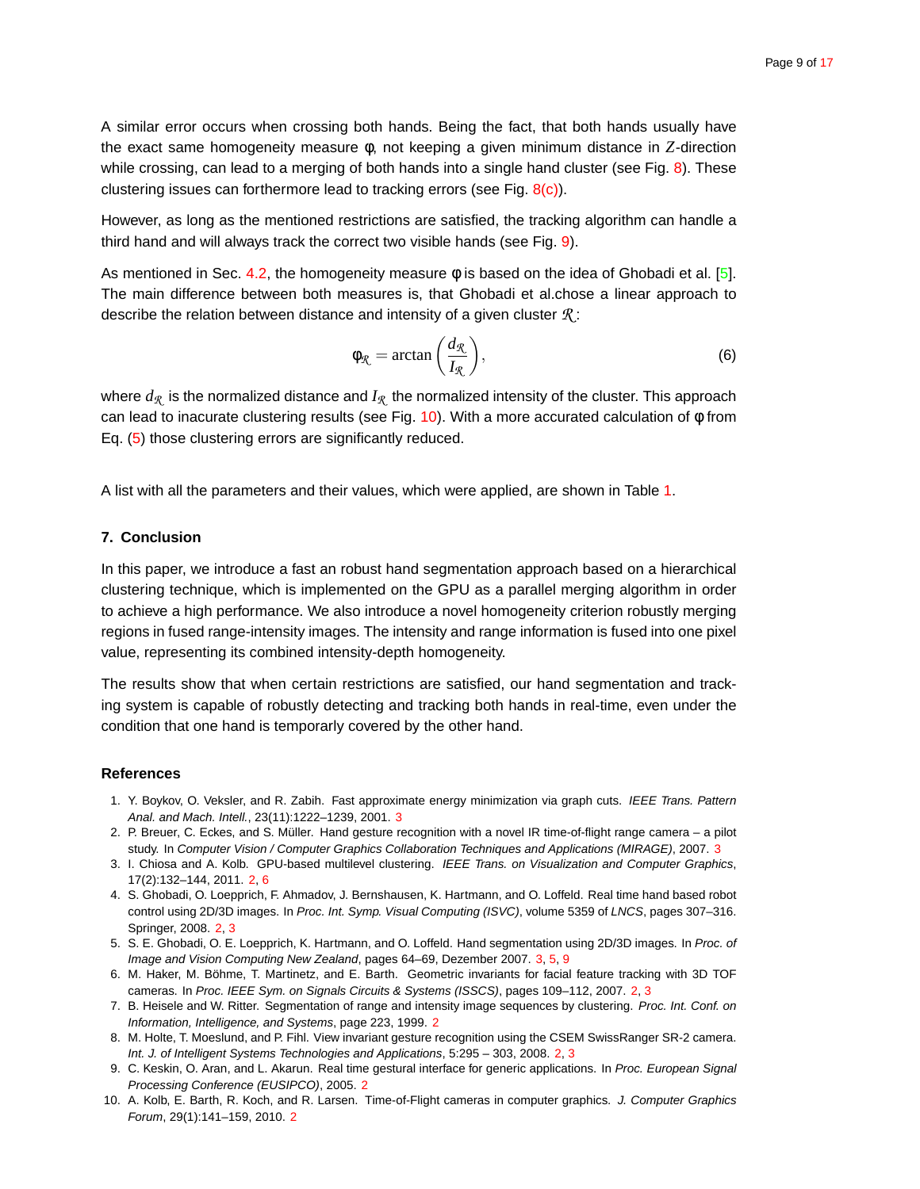A similar error occurs when crossing both hands. Being the fact, that both hands usually have the exact same homogeneity measure $\varphi$, not keeping a given minimum distance in $Z$-direction while crossing, can lead to a merging of both hands into a single hand cluster (see Fig. 8). These clustering issues can forthermore lead to tracking errors (see Fig. 8(c)).

However, as long as the mentioned restrictions are satisfied, the tracking algorithm can handle a third hand and will always track the correct two visible hands (see Fig. 9).

As mentioned in Sec. 4.2, the homogeneity measure $\varphi$ is based on the idea of Ghobadi et al. [5]. The main difference between both measures is, that Ghobadi et al.chose a linear approach to describe the relation between distance and intensity of a given cluster $\mathcal{R}$:

$$\varphi_{\mathcal{R}} = \arctan\left(\frac{d_{\mathcal{R}}}{I_{\mathcal{R}}}\right), \tag{6}$$

where $d_{\mathcal{R}}$ is the normalized distance and $I_{\mathcal{R}}$ the normalized intensity of the cluster. This approach can lead to inacurate clustering results (see Fig. 10). With a more accurated calculation of $\varphi$ from Eq. (5) those clustering errors are significantly reduced.

A list with all the parameters and their values, which were applied, are shown in Table 1.

## 7. Conclusion

In this paper, we introduce a fast an robust hand segmentation approach based on a hierarchical clustering technique, which is implemented on the GPU as a parallel merging algorithm in order to achieve a high performance. We also introduce a novel homogeneity criterion robustly merging regions in fused range-intensity images. The intensity and range information is fused into one pixel value, representing its combined intensity-depth homogeneity.

The results show that when certain restrictions are satisfied, our hand segmentation and tracking system is capable of robustly detecting and tracking both hands in real-time, even under the condition that one hand is temporarly covered by the other hand.

## References

1. Y. Boykov, O. Veksler, and R. Zabih. Fast approximate energy minimization via graph cuts. *IEEE Trans. Pattern Anal. and Mach. Intell.*, 23(11):1222–1239, 2001. 3
2. P. Breuer, C. Eckes, and S. Müller. Hand gesture recognition with a novel IR time-of-flight range camera – a pilot study. In *Computer Vision / Computer Graphics Collaboration Techniques and Applications (MIRAGE)*, 2007. 3
3. I. Chiosa and A. Kolb. GPU-based multilevel clustering. *IEEE Trans. on Visualization and Computer Graphics*, 17(2):132–144, 2011. 2, 6
4. S. Ghobadi, O. Loepprich, F. Ahmadov, J. Bernshausen, K. Hartmann, and O. Loffeld. Real time hand based robot control using 2D/3D images. In *Proc. Int. Symp. Visual Computing (ISVC)*, volume 5359 of *LNCS*, pages 307–316. Springer, 2008. 2, 3
5. S. E. Ghobadi, O. E. Loepprich, K. Hartmann, and O. Loffeld. Hand segmentation using 2D/3D images. In *Proc. of Image and Vision Computing New Zealand*, pages 64–69, Dezember 2007. 3, 5, 9
6. M. Haker, M. Böhme, T. Martinetz, and E. Barth. Geometric invariants for facial feature tracking with 3D TOF cameras. In *Proc. IEEE Sym. on Signals Circuits & Systems (ISSCS)*, pages 109–112, 2007. 2, 3
7. B. Heisele and W. Ritter. Segmentation of range and intensity image sequences by clustering. *Proc. Int. Conf. on Information, Intelligence, and Systems*, page 223, 1999. 2
8. M. Holte, T. Moeslund, and P. Fihl. View invariant gesture recognition using the CSEM SwissRanger SR-2 camera. *Int. J. of Intelligent Systems Technologies and Applications*, 5:295 – 303, 2008. 2, 3
9. C. Keskin, O. Aran, and L. Akarun. Real time gestural interface for generic applications. In *Proc. European Signal Processing Conference (EUSIPCO)*, 2005. 2
10. A. Kolb, E. Barth, R. Koch, and R. Larsen. Time-of-Flight cameras in computer graphics. *J. Computer Graphics Forum*, 29(1):141–159, 2010. 2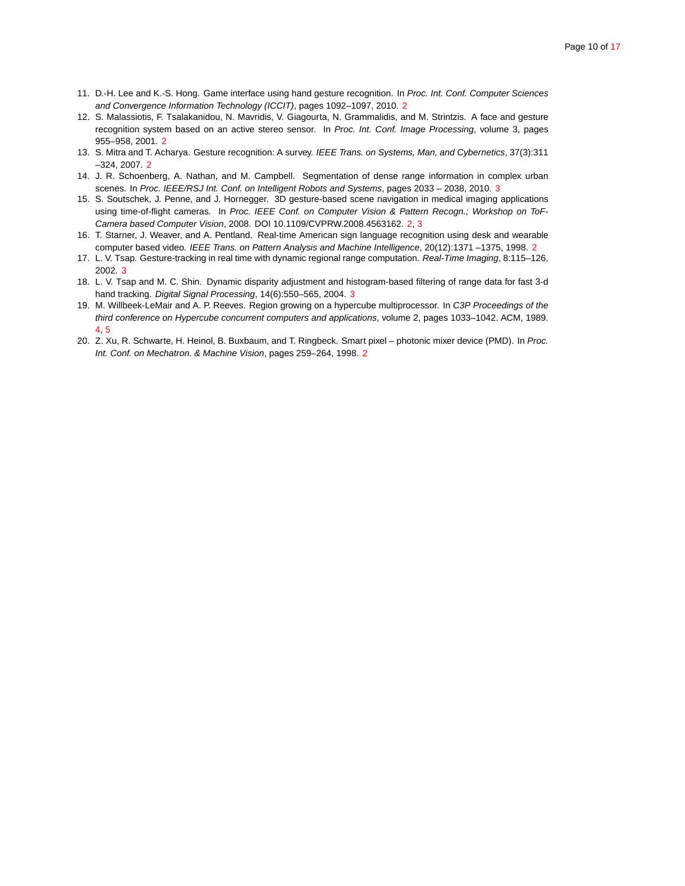11. D.-H. Lee and K.-S. Hong. Game interface using hand gesture recognition. In *Proc. Int. Conf. Computer Sciences and Convergence Information Technology (ICCIT)*, pages 1092–1097, 2010. 2
12. S. Malassiotis, F. Tsalakanidou, N. Mavridis, V. Giagourta, N. Grammalidis, and M. Strintzis. A face and gesture recognition system based on an active stereo sensor. In *Proc. Int. Conf. Image Processing*, volume 3, pages 955–958, 2001. 2
13. S. Mitra and T. Acharya. Gesture recognition: A survey. *IEEE Trans. on Systems, Man, and Cybernetics*, 37(3):311 –324, 2007. 2
14. J. R. Schoenberg, A. Nathan, and M. Campbell. Segmentation of dense range information in complex urban scenes. In *Proc. IEEE/RSJ Int. Conf. on Intelligent Robots and Systems*, pages 2033 – 2038, 2010. 3
15. S. Soutschek, J. Penne, and J. Hornegger. 3D gesture-based scene navigation in medical imaging applications using time-of-flight cameras. In *Proc. IEEE Conf. on Computer Vision & Pattern Recogn.; Workshop on ToF-Camera based Computer Vision*, 2008. DOI 10.1109/CVPRW.2008.4563162. 2, 3
16. T. Starner, J. Weaver, and A. Pentland. Real-time American sign language recognition using desk and wearable computer based video. *IEEE Trans. on Pattern Analysis and Machine Intelligence*, 20(12):1371 –1375, 1998. 2
17. L. V. Tsap. Gesture-tracking in real time with dynamic regional range computation. *Real-Time Imaging*, 8:115–126, 2002. 3
18. L. V. Tsap and M. C. Shin. Dynamic disparity adjustment and histogram-based filtering of range data for fast 3-d hand tracking. *Digital Signal Processing*, 14(6):550–565, 2004. 3
19. M. Willbeek-LeMair and A. P. Reeves. Region growing on a hypercube multiprocessor. In *C3P Proceedings of the third conference on Hypercube concurrent computers and applications*, volume 2, pages 1033–1042. ACM, 1989. 4, 5
20. Z. Xu, R. Schwarte, H. Heinol, B. Buxbaum, and T. Ringbeck. Smart pixel – photonic mixer device (PMD). In *Proc. Int. Conf. on Mechatron. & Machine Vision*, pages 259–264, 1998. 2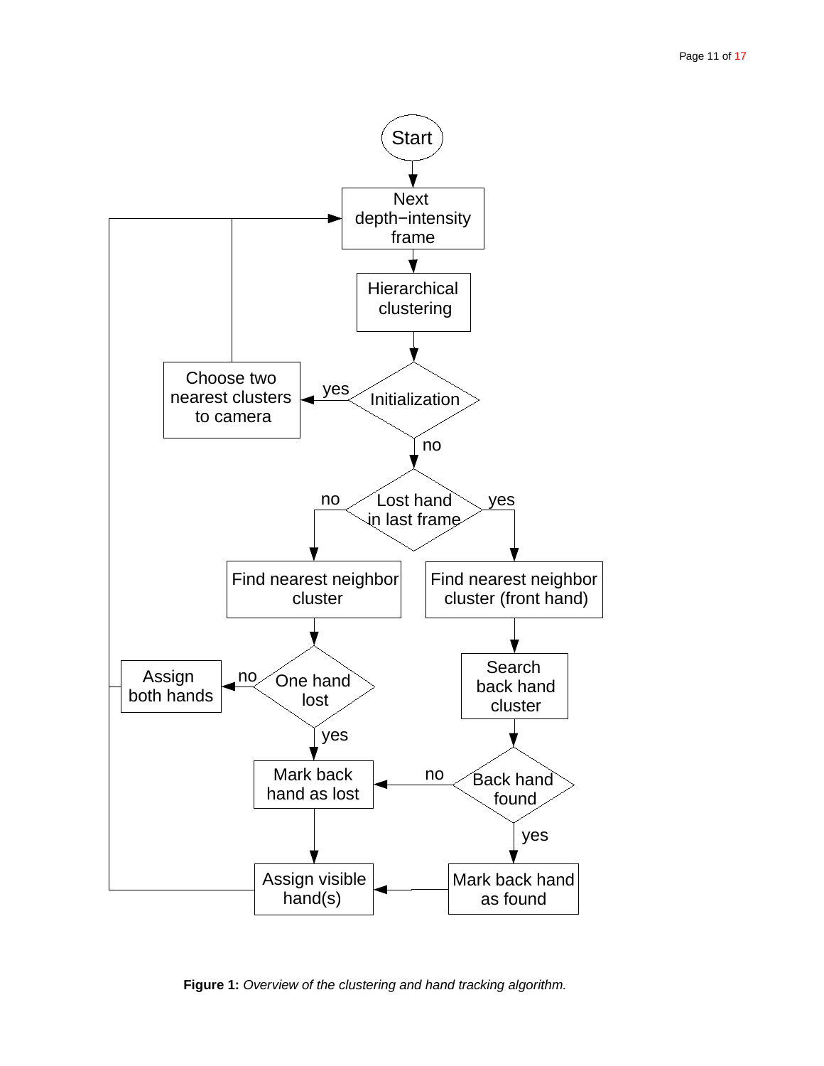**Figure 1:** *Overview of the clustering and hand tracking algorithm.*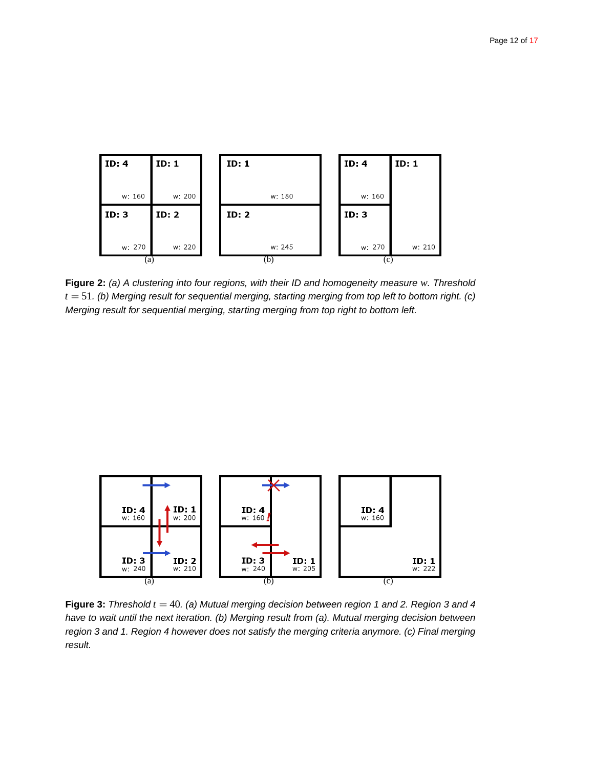**Figure 2:** *(a) A clustering into four regions, with their ID and homogeneity measure w. Threshold* $t = 51$*. (b) Merging result for sequential merging, starting merging from top left to bottom right. (c) Merging result for sequential merging, starting merging from top right to bottom left.*

**Figure 3:** *Threshold* $t = 40$*. (a) Mutual merging decision between region 1 and 2. Region 3 and 4 have to wait until the next iteration. (b) Merging result from (a). Mutual merging decision between region 3 and 1. Region 4 however does not satisfy the merging criteria anymore. (c) Final merging result.*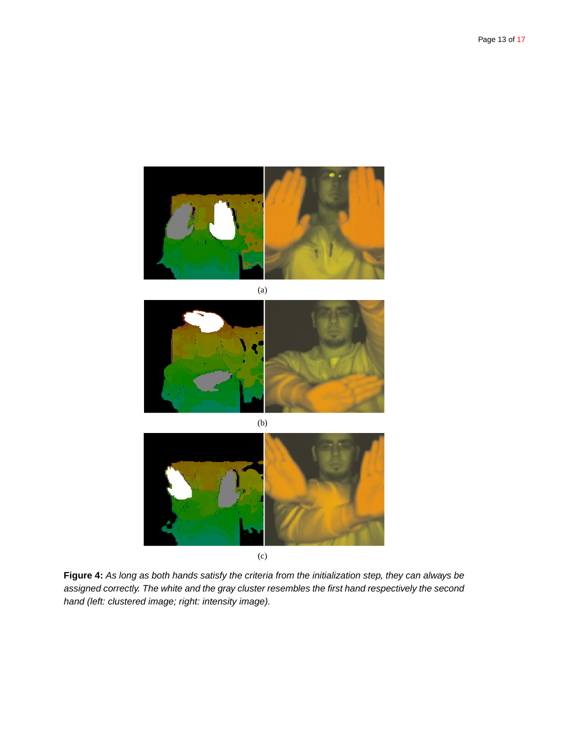(a)

(b)

(c)

**Figure 4:** *As long as both hands satisfy the criteria from the initialization step, they can always be assigned correctly. The white and the gray cluster resembles the first hand respectively the second hand (left: clustered image; right: intensity image).*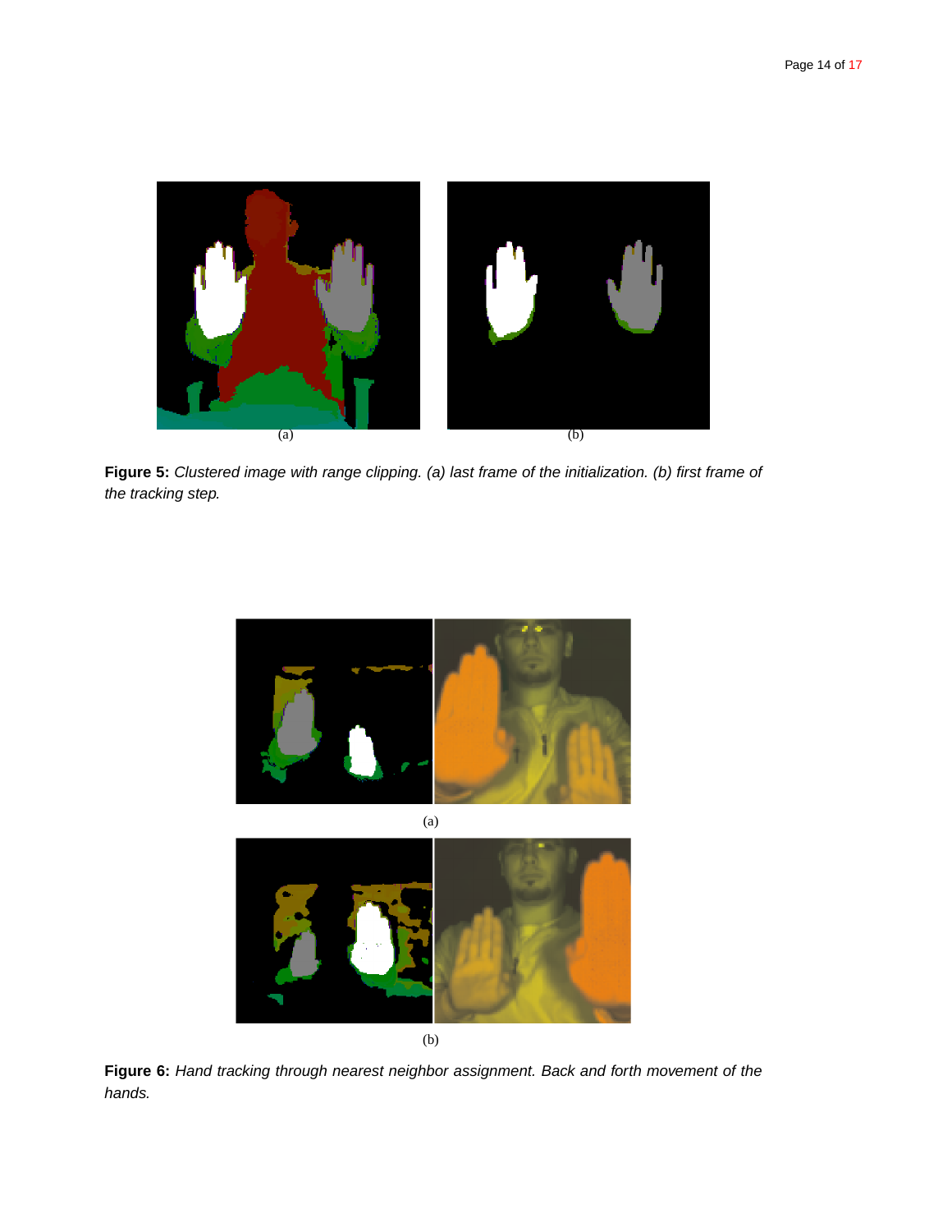(a) (b)

**Figure 5:** *Clustered image with range clipping. (a) last frame of the initialization. (b) first frame of the tracking step.*

(a)

(b)

**Figure 6:** *Hand tracking through nearest neighbor assignment. Back and forth movement of the hands.*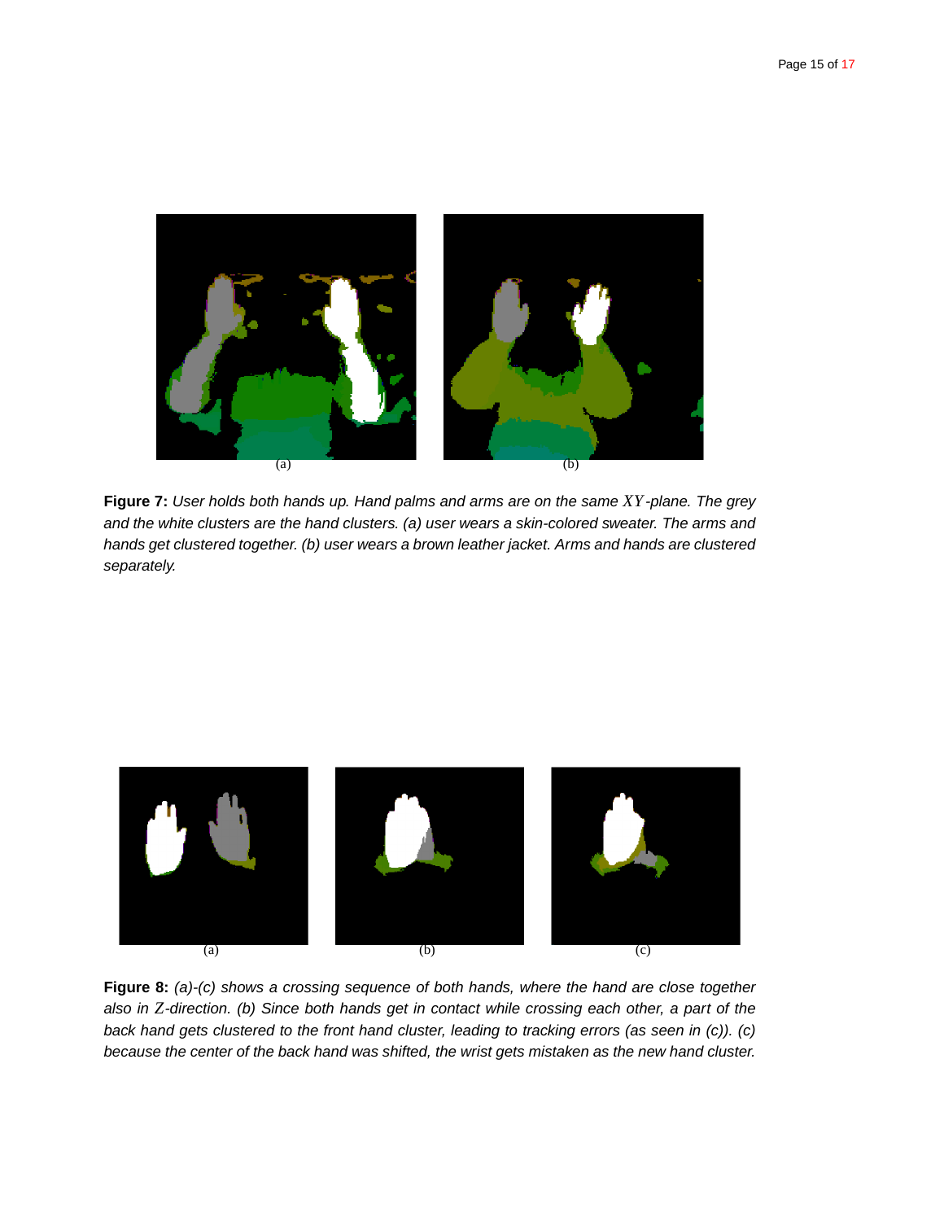(a) (b)

**Figure 7:** *User holds both hands up. Hand palms and arms are on the same $XY$-plane. The grey and the white clusters are the hand clusters. (a) user wears a skin-colored sweater. The arms and hands get clustered together. (b) user wears a brown leather jacket. Arms and hands are clustered separately.*

(a) (b) (c)

**Figure 8:** *(a)-(c) shows a crossing sequence of both hands, where the hand are close together also in $Z$-direction. (b) Since both hands get in contact while crossing each other, a part of the back hand gets clustered to the front hand cluster, leading to tracking errors (as seen in (c)). (c) because the center of the back hand was shifted, the wrist gets mistaken as the new hand cluster.*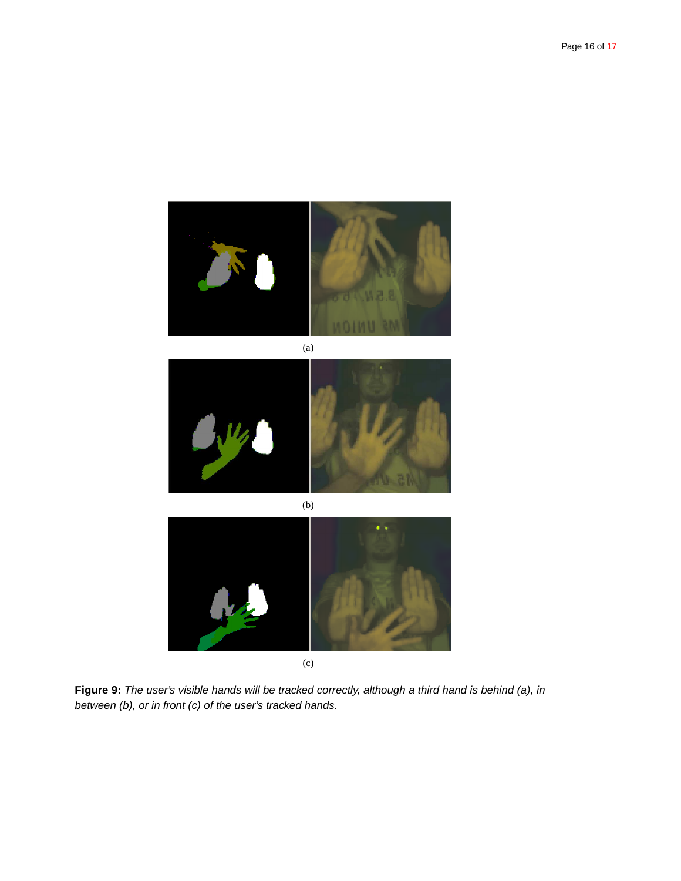(a)

(b)

(c)

**Figure 9:** *The user's visible hands will be tracked correctly, although a third hand is behind (a), in between (b), or in front (c) of the user's tracked hands.*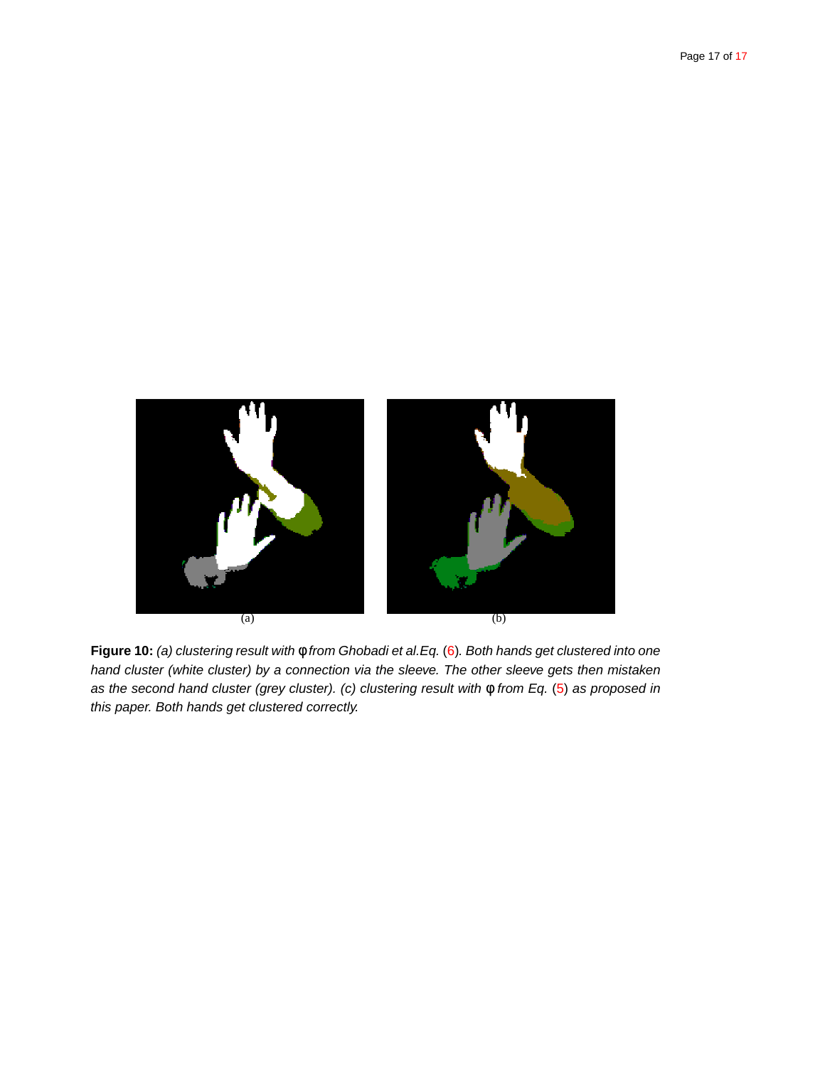(a)

(b)

**Figure 10:** *(a) clustering result with* φ *from Ghobadi et al.Eq.* (6)*. Both hands get clustered into one hand cluster (white cluster) by a connection via the sleeve. The other sleeve gets then mistaken as the second hand cluster (grey cluster). (c) clustering result with* φ *from Eq.* (5) *as proposed in this paper. Both hands get clustered correctly.*